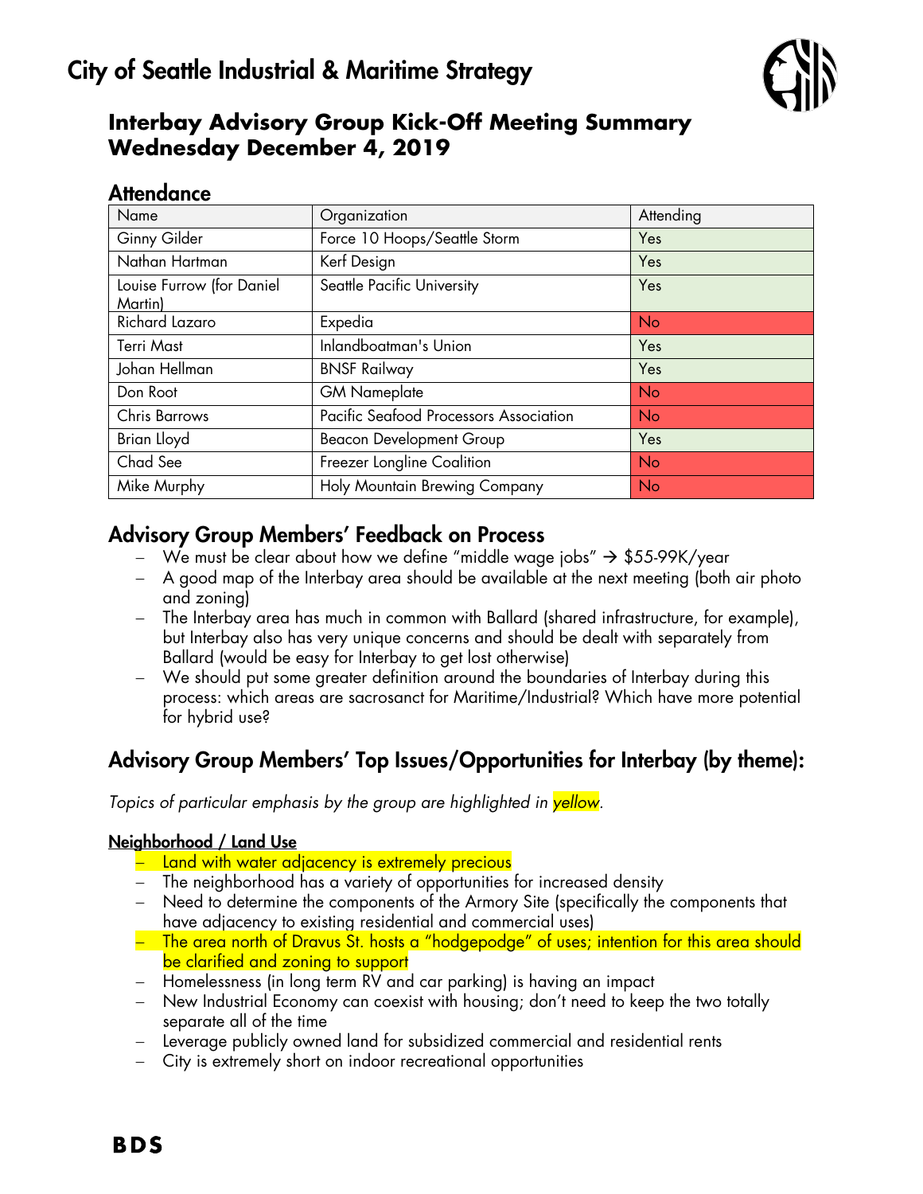# City of Seattle Industrial & Maritime Strategy

## Interbay Advisory Group Kick-Off Meeting Summary
## Wednesday December 4, 2019

### Attendance

| Name | Organization | Attending |
|---|---|---|
| Ginny Gilder | Force 10 Hoops/Seattle Storm | Yes |
| Nathan Hartman | Kerf Design | Yes |
| Louise Furrow (for Daniel Martin) | Seattle Pacific University | Yes |
| Richard Lazaro | Expedia | No |
| Terri Mast | Inlandboatman's Union | Yes |
| Johan Hellman | BNSF Railway | Yes |
| Don Root | GM Nameplate | No |
| Chris Barrows | Pacific Seafood Processors Association | No |
| Brian Lloyd | Beacon Development Group | Yes |
| Chad See | Freezer Longline Coalition | No |
| Mike Murphy | Holy Mountain Brewing Company | No |

## Advisory Group Members' Feedback on Process

- We must be clear about how we define "middle wage jobs" → $55-99K/year
- A good map of the Interbay area should be available at the next meeting (both air photo and zoning)
- The Interbay area has much in common with Ballard (shared infrastructure, for example), but Interbay also has very unique concerns and should be dealt with separately from Ballard (would be easy for Interbay to get lost otherwise)
- We should put some greater definition around the boundaries of Interbay during this process: which areas are sacrosanct for Maritime/Industrial? Which have more potential for hybrid use?

## Advisory Group Members' Top Issues/Opportunities for Interbay (by theme):

*Topics of particular emphasis by the group are highlighted in yellow.*

**Neighborhood / Land Use**

- Land with water adjacency is extremely precious
- The neighborhood has a variety of opportunities for increased density
- Need to determine the components of the Armory Site (specifically the components that have adjacency to existing residential and commercial uses)
- The area north of Dravus St. hosts a "hodgepodge" of uses; intention for this area should be clarified and zoning to support
- Homelessness (in long term RV and car parking) is having an impact
- New Industrial Economy can coexist with housing; don't need to keep the two totally separate all of the time
- Leverage publicly owned land for subsidized commercial and residential rents
- City is extremely short on indoor recreational opportunities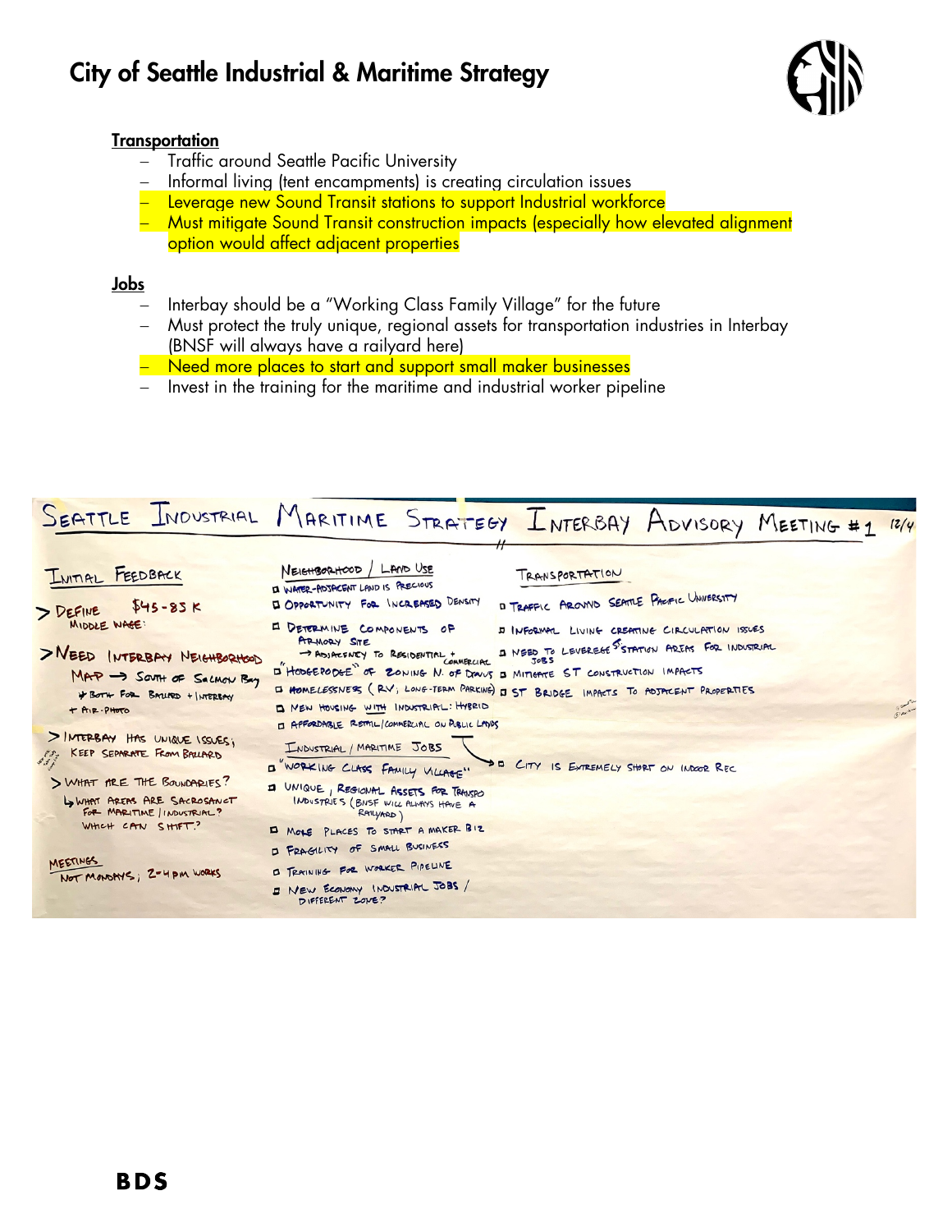### Transportation

- Traffic around Seattle Pacific University
- Informal living (tent encampments) is creating circulation issues
- Leverage new Sound Transit stations to support Industrial workforce
- Must mitigate Sound Transit construction impacts (especially how elevated alignment option would affect adjacent properties

### Jobs

- Interbay should be a "Working Class Family Village" for the future
- Must protect the truly unique, regional assets for transportation industries in Interbay (BNSF will always have a railyard here)
- Need more places to start and support small maker businesses
- Invest in the training for the maritime and industrial worker pipeline

## SEATTLE INDUSTRIAL MARITIME STRATEGY INTERBAY ADVISORY MEETING #1 12/4

### INITIAL FEEDBACK

> DEFINE MIDDLE WAGE: $45-85 K

> NEED INTERBAY NEIGHBORHOOD MAP → SOUTH OF SALMON BAY
  * BOTH FOR BALLARD + INTERBAY
  + AIR-PHOTO

> INTERBAY HAS UNIQUE ISSUES; KEEP SEPARATE FROM BALLARD

> WHAT ARE THE BOUNDARIES?
  ↳ WHAT AREAS ARE SACROSANCT FOR MARITIME / INDUSTRIAL? WHICH CAN SHIFT?

MEETINGS
NOT MONDAYS; 2-4 PM WORKS

### NEIGHBORHOOD / LAND USE

- WATER-ADJACENT LAND IS PRECIOUS
- OPPORTUNITY FOR INCREASED DENSITY
- DETERMINE COMPONENTS OF ARMORY SITE
  → ADJACENCY TO RESIDENTIAL + COMMERCIAL
- "HODGEPODGE" OF ZONING N. OF DRAVUS
- HOMELESSNESS (RV; LONG-TERM PARKING)
- NEW HOUSING WITH INDUSTRIAL: HYBRID
- AFFORDABLE RETAIL/COMMERCIAL ON PUBLIC LANDS

### INDUSTRIAL / MARITIME JOBS

- "WORKING CLASS FAMILY VILLAGE" → CITY IS EXTREMELY SHORT ON INDOOR REC
- UNIQUE, REGIONAL ASSETS FOR TRANSPO INDUSTRIES (BNSF WILL ALWAYS HAVE A RAILYARD)
- MORE PLACES TO START A MAKER BIZ
- FRAGILITY OF SMALL BUSINESS
- TRAINING FOR WORKER PIPELINE
- NEW ECONOMY INDUSTRIAL JOBS / DIFFERENT ZONE?

### TRANSPORTATION

- TRAFFIC AROUND SEATTLE PACIFIC UNIVERSITY
- INFORMAL LIVING CREATING CIRCULATION ISSUES
- NEED TO LEVERAGE ST STATION AREAS FOR INDUSTRIAL JOBS
- MITIGATE ST CONSTRUCTION IMPACTS
- ST BRIDGE IMPACTS TO ADJACENT PROPERTIES